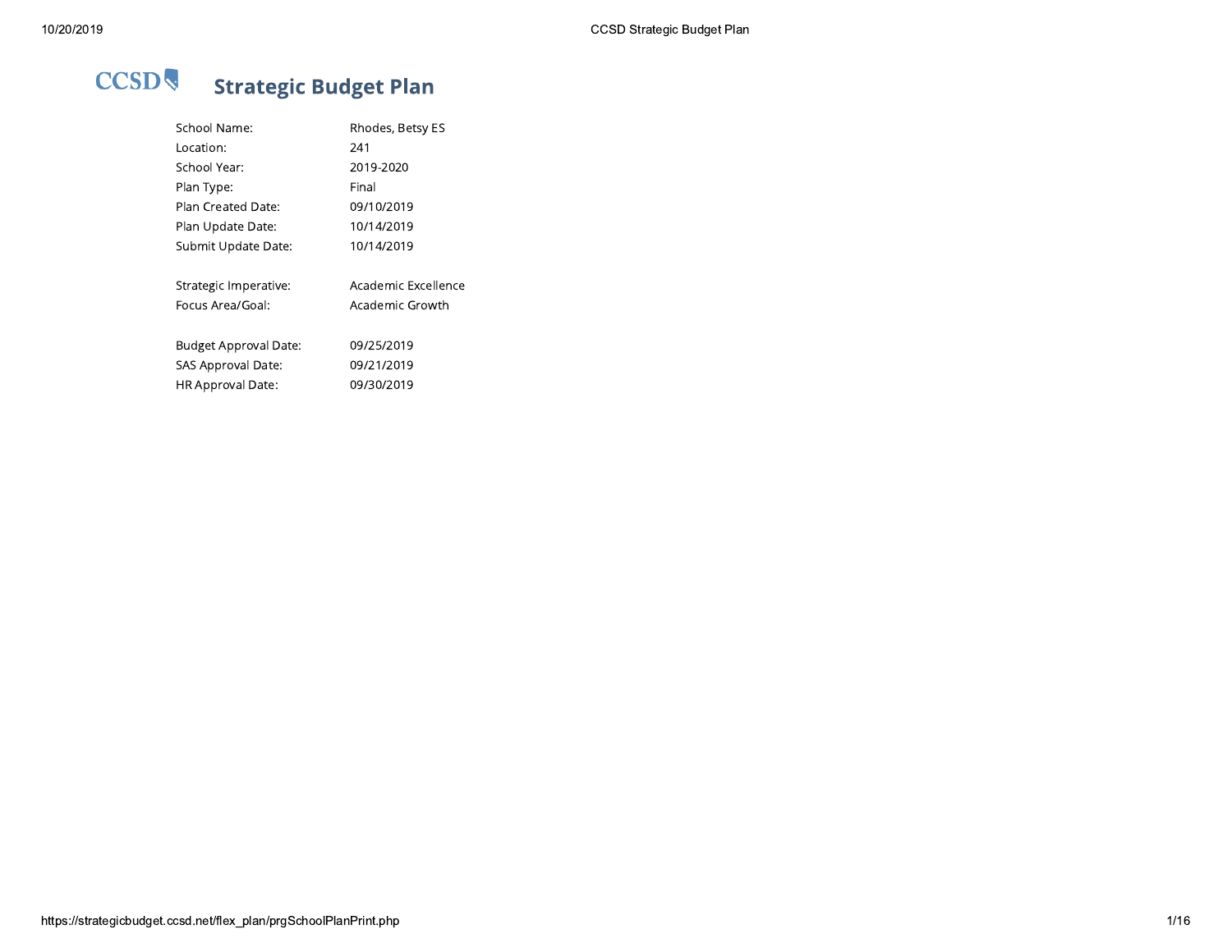# CCSD Strategic Budget Plan

| | |
|---|---|
| School Name: | Rhodes, Betsy ES |
| Location: | 241 |
| School Year: | 2019-2020 |
| Plan Type: | Final |
| Plan Created Date: | 09/10/2019 |
| Plan Update Date: | 10/14/2019 |
| Submit Update Date: | 10/14/2019 |

| | |
|---|---|
| Strategic Imperative: | Academic Excellence |
| Focus Area/Goal: | Academic Growth |

| | |
|---|---|
| Budget Approval Date: | 09/25/2019 |
| SAS Approval Date: | 09/21/2019 |
| HR Approval Date: | 09/30/2019 |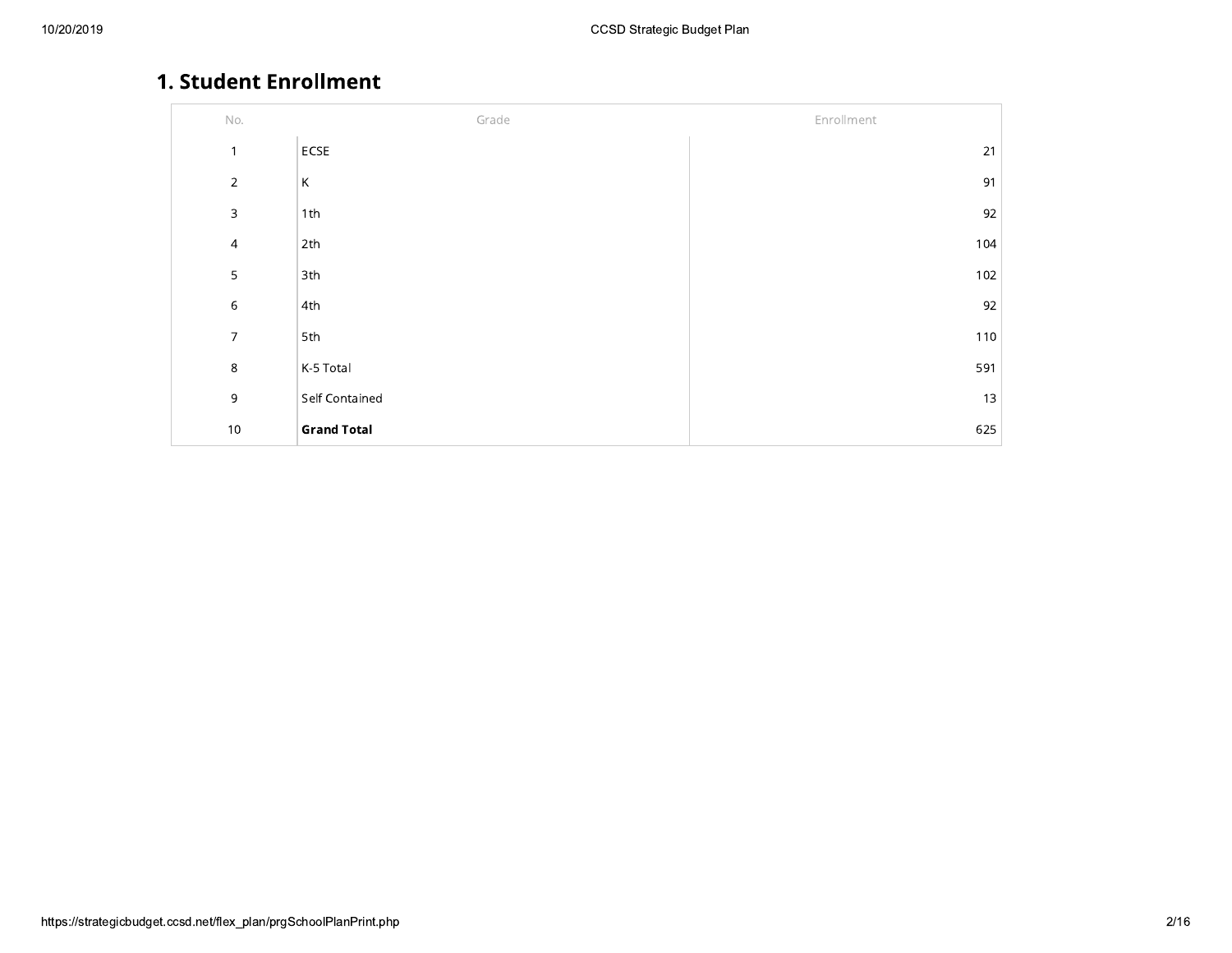# 1. Student Enrollment

| No. | Grade | Enrollment |
|---|---|---|
| 1 | ECSE | 21 |
| 2 | K | 91 |
| 3 | 1th | 92 |
| 4 | 2th | 104 |
| 5 | 3th | 102 |
| 6 | 4th | 92 |
| 7 | 5th | 110 |
| 8 | K-5 Total | 591 |
| 9 | Self Contained | 13 |
| 10 | **Grand Total** | 625 |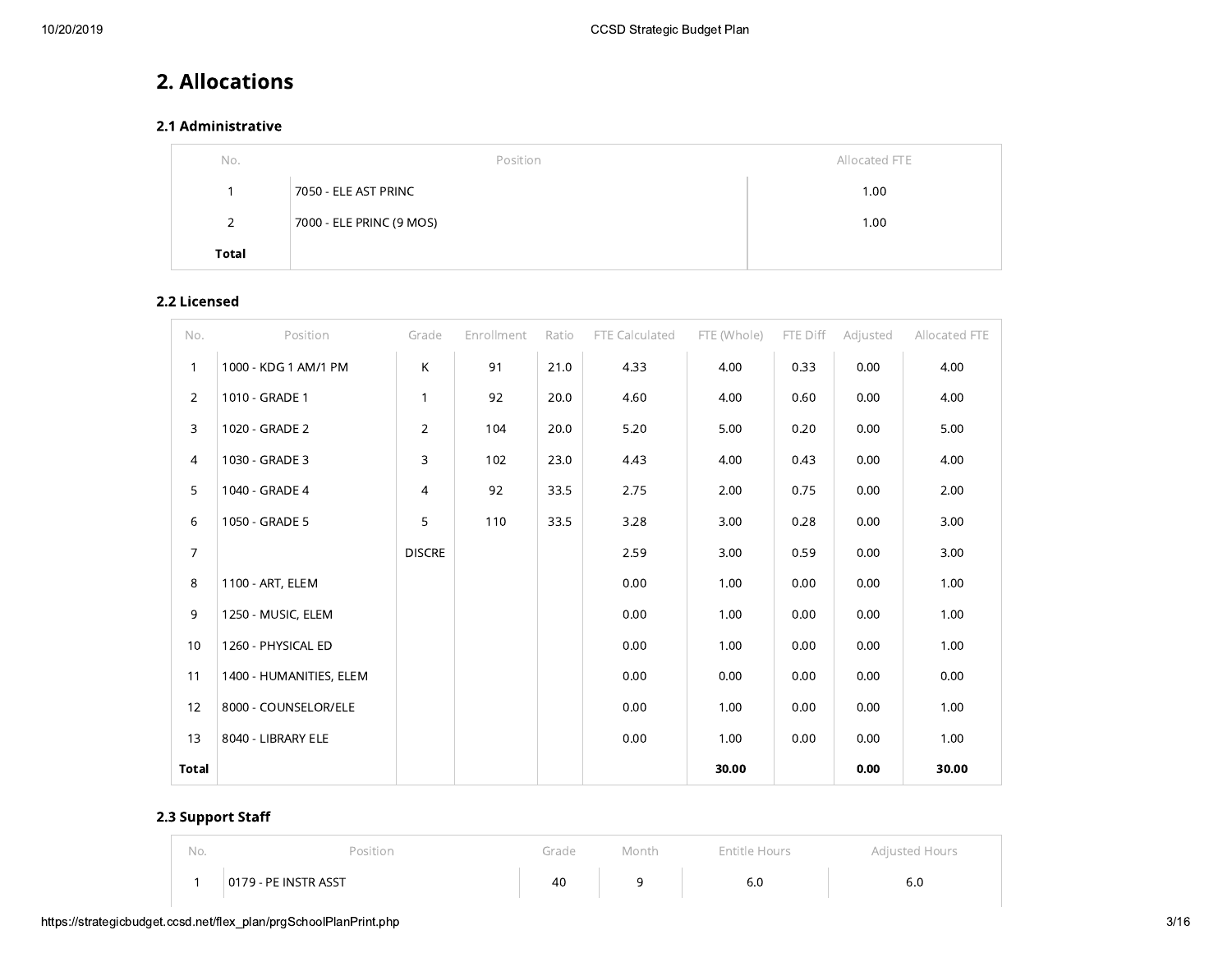## 2. Allocations

### 2.1 Administrative

| No. | Position | Allocated FTE |
|---|---|---|
| 1 | 7050 - ELE AST PRINC | 1.00 |
| 2 | 7000 - ELE PRINC (9 MOS) | 1.00 |
| **Total** | | |

### 2.2 Licensed

| No. | Position | Grade | Enrollment | Ratio | FTE Calculated | FTE (Whole) | FTE Diff | Adjusted | Allocated FTE |
|---|---|---|---|---|---|---|---|---|---|
| 1 | 1000 - KDG 1 AM/1 PM | K | 91 | 21.0 | 4.33 | 4.00 | 0.33 | 0.00 | 4.00 |
| 2 | 1010 - GRADE 1 | 1 | 92 | 20.0 | 4.60 | 4.00 | 0.60 | 0.00 | 4.00 |
| 3 | 1020 - GRADE 2 | 2 | 104 | 20.0 | 5.20 | 5.00 | 0.20 | 0.00 | 5.00 |
| 4 | 1030 - GRADE 3 | 3 | 102 | 23.0 | 4.43 | 4.00 | 0.43 | 0.00 | 4.00 |
| 5 | 1040 - GRADE 4 | 4 | 92 | 33.5 | 2.75 | 2.00 | 0.75 | 0.00 | 2.00 |
| 6 | 1050 - GRADE 5 | 5 | 110 | 33.5 | 3.28 | 3.00 | 0.28 | 0.00 | 3.00 |
| 7 | | DISCRE | | | 2.59 | 3.00 | 0.59 | 0.00 | 3.00 |
| 8 | 1100 - ART, ELEM | | | | 0.00 | 1.00 | 0.00 | 0.00 | 1.00 |
| 9 | 1250 - MUSIC, ELEM | | | | 0.00 | 1.00 | 0.00 | 0.00 | 1.00 |
| 10 | 1260 - PHYSICAL ED | | | | 0.00 | 1.00 | 0.00 | 0.00 | 1.00 |
| 11 | 1400 - HUMANITIES, ELEM | | | | 0.00 | 0.00 | 0.00 | 0.00 | 0.00 |
| 12 | 8000 - COUNSELOR/ELE | | | | 0.00 | 1.00 | 0.00 | 0.00 | 1.00 |
| 13 | 8040 - LIBRARY ELE | | | | 0.00 | 1.00 | 0.00 | 0.00 | 1.00 |
| **Total** | | | | | | **30.00** | | **0.00** | **30.00** |

### 2.3 Support Staff

| No. | Position | Grade | Month | Entitle Hours | Adjusted Hours |
|---|---|---|---|---|---|
| 1 | 0179 - PE INSTR ASST | 40 | 9 | 6.0 | 6.0 |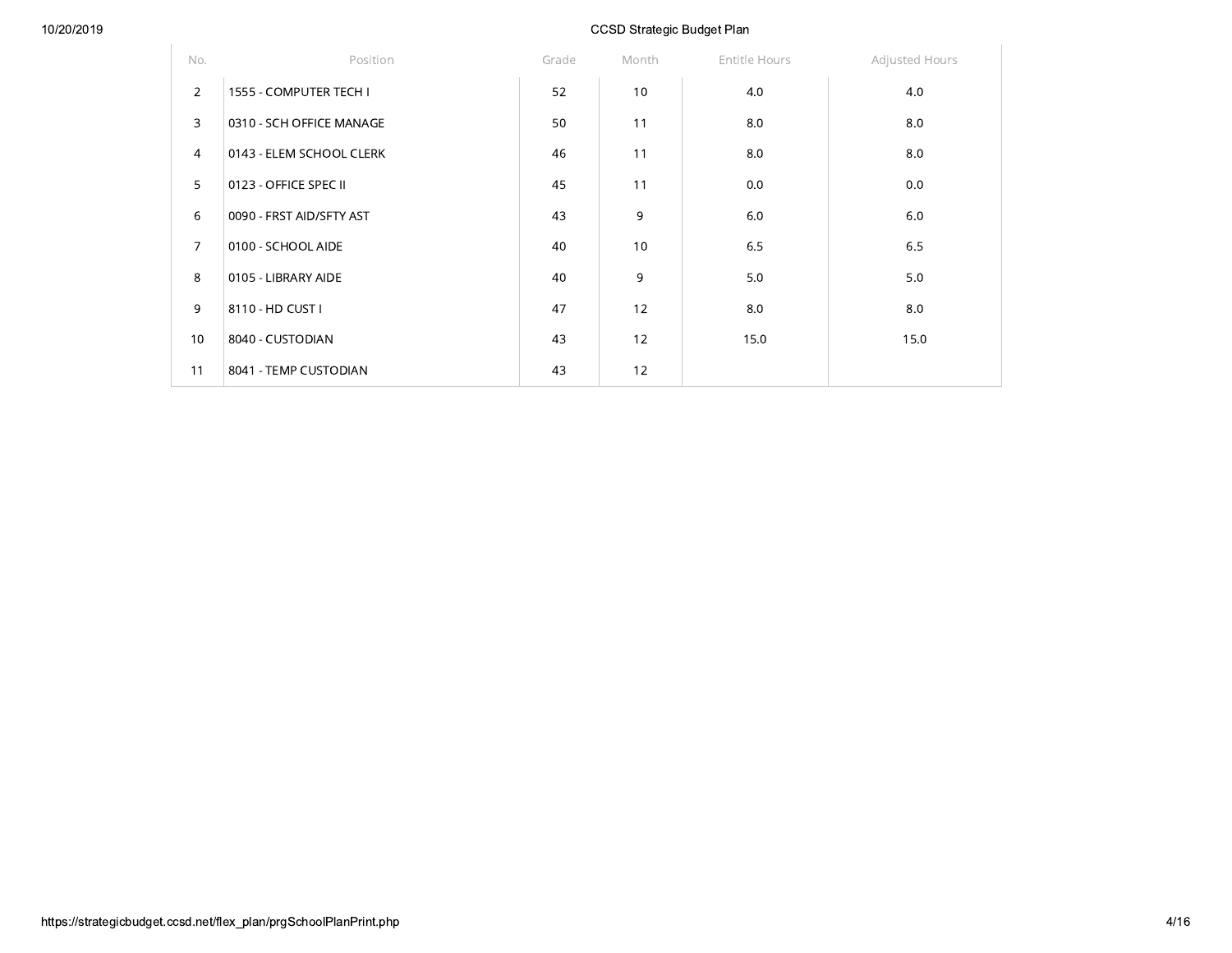| No. | Position | Grade | Month | Entitle Hours | Adjusted Hours |
| --- | --- | --- | --- | --- | --- |
| 2 | 1555 - COMPUTER TECH I | 52 | 10 | 4.0 | 4.0 |
| 3 | 0310 - SCH OFFICE MANAGE | 50 | 11 | 8.0 | 8.0 |
| 4 | 0143 - ELEM SCHOOL CLERK | 46 | 11 | 8.0 | 8.0 |
| 5 | 0123 - OFFICE SPEC II | 45 | 11 | 0.0 | 0.0 |
| 6 | 0090 - FRST AID/SFTY AST | 43 | 9 | 6.0 | 6.0 |
| 7 | 0100 - SCHOOL AIDE | 40 | 10 | 6.5 | 6.5 |
| 8 | 0105 - LIBRARY AIDE | 40 | 9 | 5.0 | 5.0 |
| 9 | 8110 - HD CUST I | 47 | 12 | 8.0 | 8.0 |
| 10 | 8040 - CUSTODIAN | 43 | 12 | 15.0 | 15.0 |
| 11 | 8041 - TEMP CUSTODIAN | 43 | 12 | | |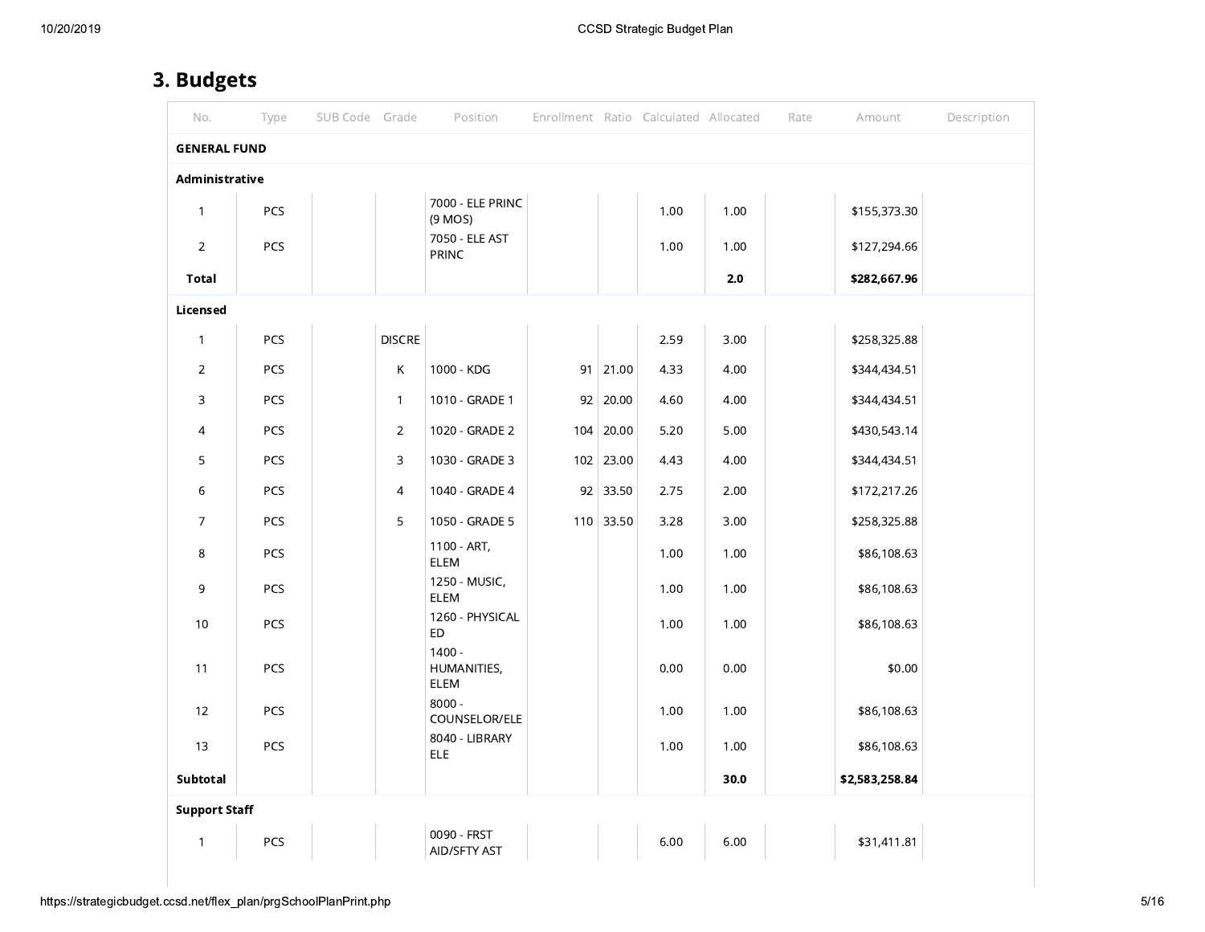## 3. Budgets

| No. | Type | SUB Code | Grade | Position | Enrollment | Ratio | Calculated | Allocated | Rate | Amount | Description |
|---|---|---|---|---|---|---|---|---|---|---|---|
| **GENERAL FUND** | | | | | | | | | | | |
| **Administrative** | | | | | | | | | | | |
| 1 | PCS | | | 7000 - ELE PRINC (9 MOS) | | | 1.00 | 1.00 | | $155,373.30 | |
| 2 | PCS | | | 7050 - ELE AST PRINC | | | 1.00 | 1.00 | | $127,294.66 | |
| **Total** | | | | | | | | **2.0** | | **$282,667.96** | |
| **Licensed** | | | | | | | | | | | |
| 1 | PCS | | DISCRE | | | | 2.59 | 3.00 | | $258,325.88 | |
| 2 | PCS | | K | 1000 - KDG | 91 | 21.00 | 4.33 | 4.00 | | $344,434.51 | |
| 3 | PCS | | 1 | 1010 - GRADE 1 | 92 | 20.00 | 4.60 | 4.00 | | $344,434.51 | |
| 4 | PCS | | 2 | 1020 - GRADE 2 | 104 | 20.00 | 5.20 | 5.00 | | $430,543.14 | |
| 5 | PCS | | 3 | 1030 - GRADE 3 | 102 | 23.00 | 4.43 | 4.00 | | $344,434.51 | |
| 6 | PCS | | 4 | 1040 - GRADE 4 | 92 | 33.50 | 2.75 | 2.00 | | $172,217.26 | |
| 7 | PCS | | 5 | 1050 - GRADE 5 | 110 | 33.50 | 3.28 | 3.00 | | $258,325.88 | |
| 8 | PCS | | | 1100 - ART, ELEM | | | 1.00 | 1.00 | | $86,108.63 | |
| 9 | PCS | | | 1250 - MUSIC, ELEM | | | 1.00 | 1.00 | | $86,108.63 | |
| 10 | PCS | | | 1260 - PHYSICAL ED | | | 1.00 | 1.00 | | $86,108.63 | |
| 11 | PCS | | | 1400 - HUMANITIES, ELEM | | | 0.00 | 0.00 | | $0.00 | |
| 12 | PCS | | | 8000 - COUNSELOR/ELE | | | 1.00 | 1.00 | | $86,108.63 | |
| 13 | PCS | | | 8040 - LIBRARY ELE | | | 1.00 | 1.00 | | $86,108.63 | |
| **Subtotal** | | | | | | | | **30.0** | | **$2,583,258.84** | |
| **Support Staff** | | | | | | | | | | | |
| 1 | PCS | | | 0090 - FRST AID/SFTY AST | | | 6.00 | 6.00 | | $31,411.81 | |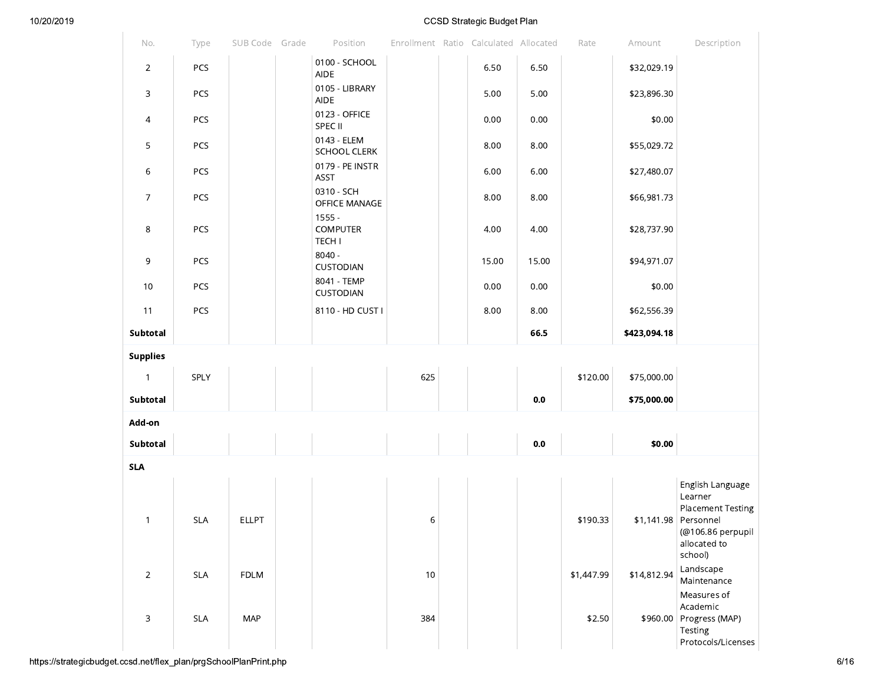| No. | Type | SUB Code | Grade | Position | Enrollment | Ratio | Calculated | Allocated | Rate | Amount | Description |
|---|---|---|---|---|---|---|---|---|---|---|---|
| 2 | PCS | | | 0100 - SCHOOL AIDE | | | 6.50 | 6.50 | | $32,029.19 | |
| 3 | PCS | | | 0105 - LIBRARY AIDE | | | 5.00 | 5.00 | | $23,896.30 | |
| 4 | PCS | | | 0123 - OFFICE SPEC II | | | 0.00 | 0.00 | | $0.00 | |
| 5 | PCS | | | 0143 - ELEM SCHOOL CLERK | | | 8.00 | 8.00 | | $55,029.72 | |
| 6 | PCS | | | 0179 - PE INSTR ASST | | | 6.00 | 6.00 | | $27,480.07 | |
| 7 | PCS | | | 0310 - SCH OFFICE MANAGE | | | 8.00 | 8.00 | | $66,981.73 | |
| 8 | PCS | | | 1555 - COMPUTER TECH I | | | 4.00 | 4.00 | | $28,737.90 | |
| 9 | PCS | | | 8040 - CUSTODIAN | | | 15.00 | 15.00 | | $94,971.07 | |
| 10 | PCS | | | 8041 - TEMP CUSTODIAN | | | 0.00 | 0.00 | | $0.00 | |
| 11 | PCS | | | 8110 - HD CUST I | | | 8.00 | 8.00 | | $62,556.39 | |
| **Subtotal** | | | | | | | | **66.5** | | **$423,094.18** | |
| **Supplies** | | | | | | | | | | | |
| 1 | SPLY | | | | 625 | | | | $120.00 | $75,000.00 | |
| **Subtotal** | | | | | | | | **0.0** | | **$75,000.00** | |
| **Add-on** | | | | | | | | | | | |
| **Subtotal** | | | | | | | | **0.0** | | **$0.00** | |
| **SLA** | | | | | | | | | | | |
| 1 | SLA | ELLPT | | | 6 | | | | $190.33 | $1,141.98 | English Language Learner Placement Testing Personnel (@106.86 perpupil allocated to school) |
| 2 | SLA | FDLM | | | 10 | | | | $1,447.99 | $14,812.94 | Landscape Maintenance |
| 3 | SLA | MAP | | | 384 | | | | $2.50 | $960.00 | Measures of Academic Progress (MAP) Testing Protocols/Licenses |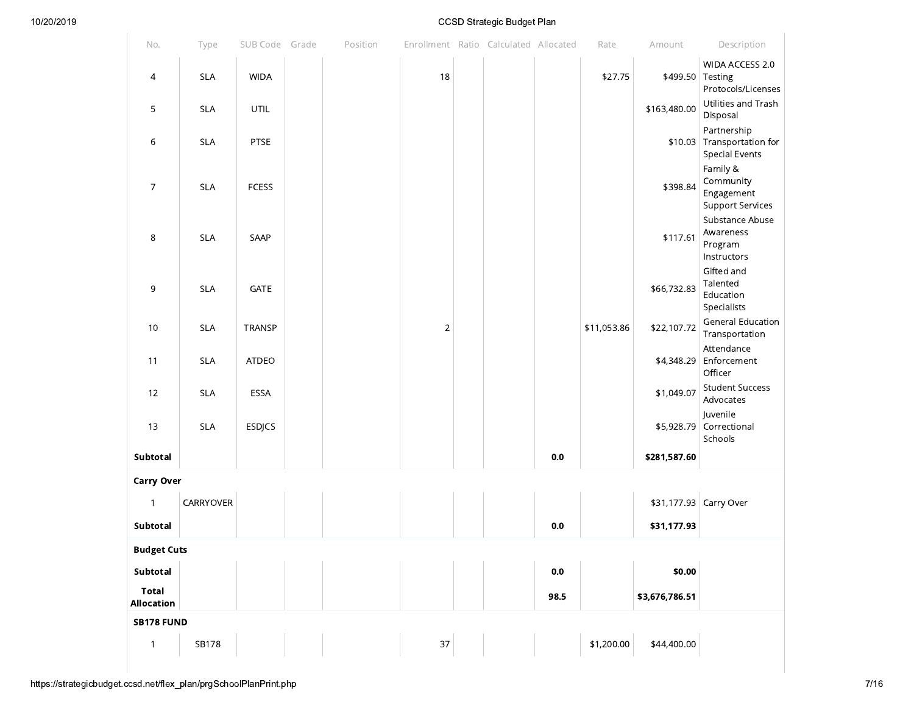| No. | Type | SUB Code | Grade | Position | Enrollment | Ratio | Calculated | Allocated | Rate | Amount | Description |
|---|---|---|---|---|---|---|---|---|---|---|---|
| 4 | SLA | WIDA | | | 18 | | | | $27.75 | $499.50 | WIDA ACCESS 2.0 Testing Protocols/Licenses |
| 5 | SLA | UTIL | | | | | | | | $163,480.00 | Utilities and Trash Disposal |
| 6 | SLA | PTSE | | | | | | | | $10.03 | Partnership Transportation for Special Events |
| 7 | SLA | FCESS | | | | | | | | $398.84 | Family & Community Engagement Support Services |
| 8 | SLA | SAAP | | | | | | | | $117.61 | Substance Abuse Awareness Program Instructors |
| 9 | SLA | GATE | | | | | | | | $66,732.83 | Gifted and Talented Education Specialists |
| 10 | SLA | TRANSP | | | 2 | | | | $11,053.86 | $22,107.72 | General Education Transportation |
| 11 | SLA | ATDEO | | | | | | | | $4,348.29 | Attendance Enforcement Officer |
| 12 | SLA | ESSA | | | | | | | | $1,049.07 | Student Success Advocates |
| 13 | SLA | ESDJCS | | | | | | | | $5,928.79 | Juvenile Correctional Schools |
| **Subtotal** | | | | | | | | **0.0** | | **$281,587.60** | |
| **Carry Over** | | | | | | | | | | | |
| 1 | CARRYOVER | | | | | | | | | $31,177.93 | Carry Over |
| **Subtotal** | | | | | | | | **0.0** | | **$31,177.93** | |
| **Budget Cuts** | | | | | | | | | | | |
| **Subtotal** | | | | | | | | **0.0** | | **$0.00** | |
| **Total Allocation** | | | | | | | | **98.5** | | **$3,676,786.51** | |
| **SB178 FUND** | | | | | | | | | | | |
| 1 | SB178 | | | | 37 | | | | $1,200.00 | $44,400.00 | |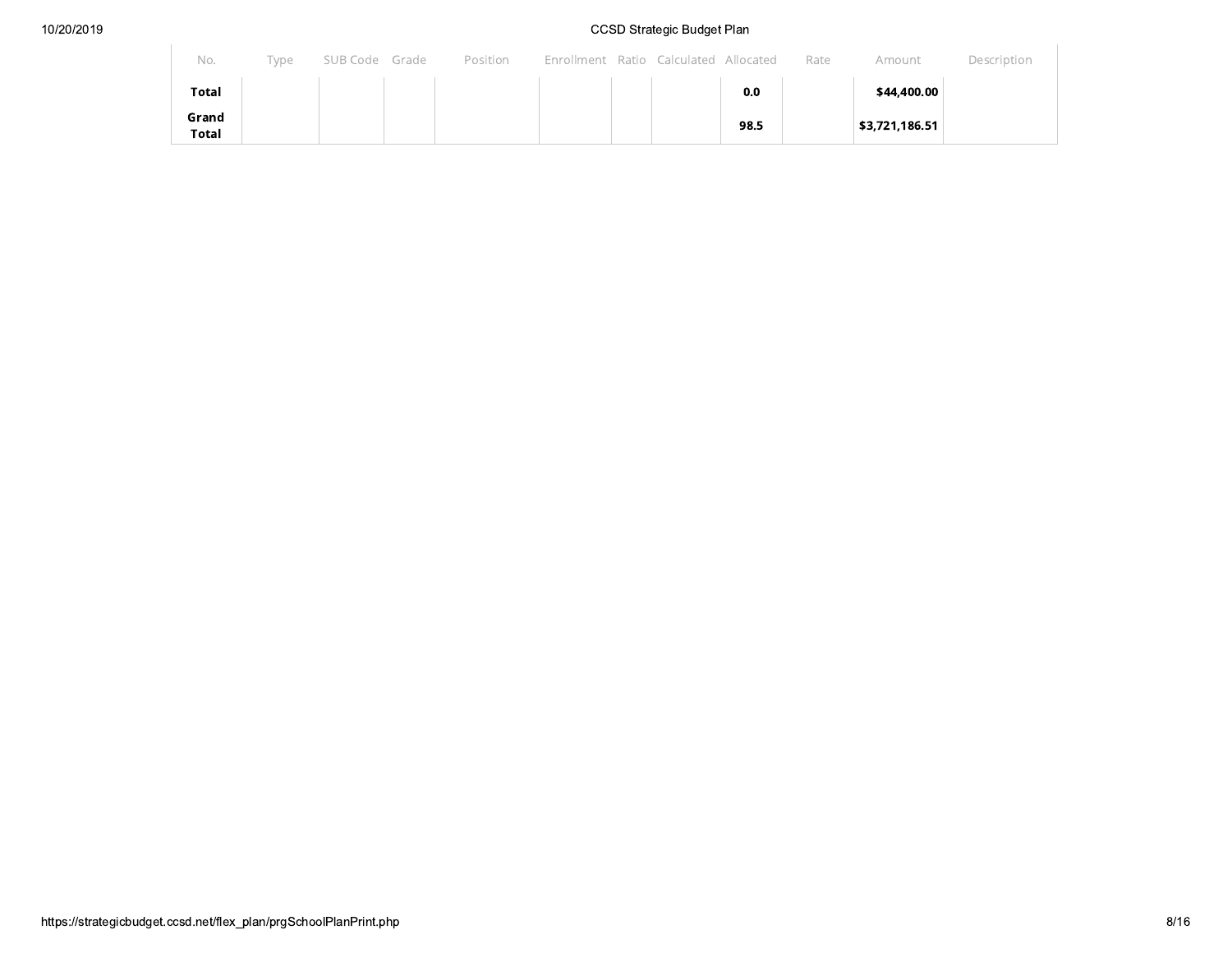| No. | Type | SUB Code | Grade | Position | Enrollment | Ratio | Calculated | Allocated | Rate | Amount | Description |
|---|---|---|---|---|---|---|---|---|---|---|---|
| **Total** | | | | | | | | **0.0** | | **$44,400.00** | |
| **Grand Total** | | | | | | | | **98.5** | | **$3,721,186.51** | |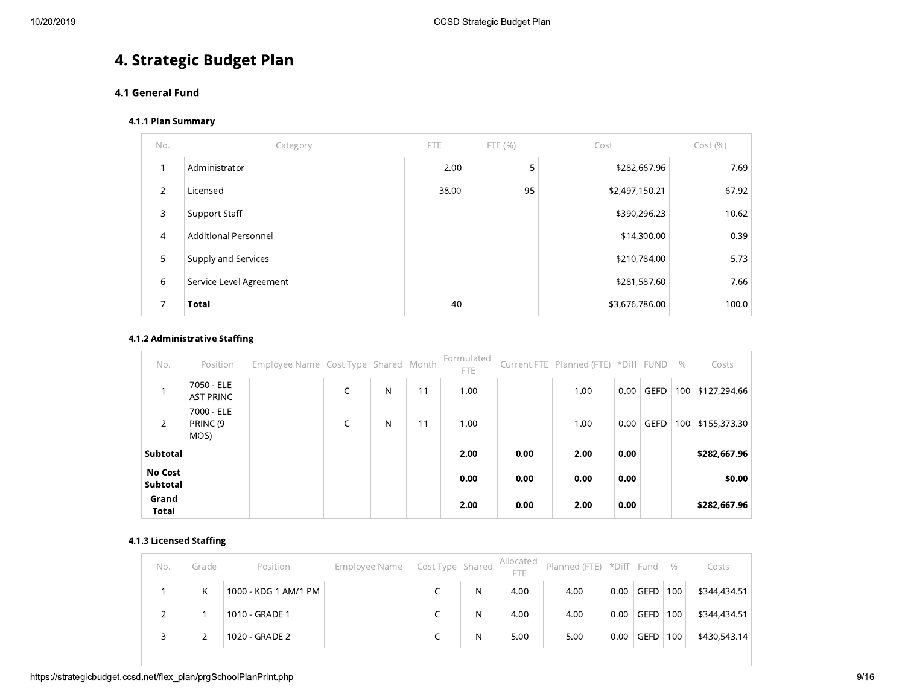# 4. Strategic Budget Plan

## 4.1 General Fund

### 4.1.1 Plan Summary

| No. | Category | FTE | FTE (%) | Cost | Cost (%) |
|---|---|---|---|---|---|
| 1 | Administrator | 2.00 | 5 | $282,667.96 | 7.69 |
| 2 | Licensed | 38.00 | 95 | $2,497,150.21 | 67.92 |
| 3 | Support Staff | | | $390,296.23 | 10.62 |
| 4 | Additional Personnel | | | $14,300.00 | 0.39 |
| 5 | Supply and Services | | | $210,784.00 | 5.73 |
| 6 | Service Level Agreement | | | $281,587.60 | 7.66 |
| 7 | **Total** | 40 | | $3,676,786.00 | 100.0 |

### 4.1.2 Administrative Staffing

| No. | Position | Employee Name | Cost Type | Shared | Month | Formulated FTE | Current FTE | Planned (FTE) | *Diff | FUND | % | Costs |
|---|---|---|---|---|---|---|---|---|---|---|---|---|
| 1 | 7050 - ELE AST PRINC | | C | N | 11 | 1.00 | | 1.00 | 0.00 | GEFD | 100 | $127,294.66 |
| 2 | 7000 - ELE PRINC (9 MOS) | | C | N | 11 | 1.00 | | 1.00 | 0.00 | GEFD | 100 | $155,373.30 |
| **Subtotal** | | | | | | **2.00** | **0.00** | **2.00** | **0.00** | | | **$282,667.96** |
| **No Cost Subtotal** | | | | | | **0.00** | **0.00** | **0.00** | **0.00** | | | **$0.00** |
| **Grand Total** | | | | | | **2.00** | **0.00** | **2.00** | **0.00** | | | **$282,667.96** |

### 4.1.3 Licensed Staffing

| No. | Grade | Position | Employee Name | Cost Type | Shared | Allocated FTE | Planned (FTE) | *Diff | Fund | % | Costs |
|---|---|---|---|---|---|---|---|---|---|---|---|
| 1 | K | 1000 - KDG 1 AM/1 PM | | C | N | 4.00 | 4.00 | 0.00 | GEFD | 100 | $344,434.51 |
| 2 | 1 | 1010 - GRADE 1 | | C | N | 4.00 | 4.00 | 0.00 | GEFD | 100 | $344,434.51 |
| 3 | 2 | 1020 - GRADE 2 | | C | N | 5.00 | 5.00 | 0.00 | GEFD | 100 | $430,543.14 |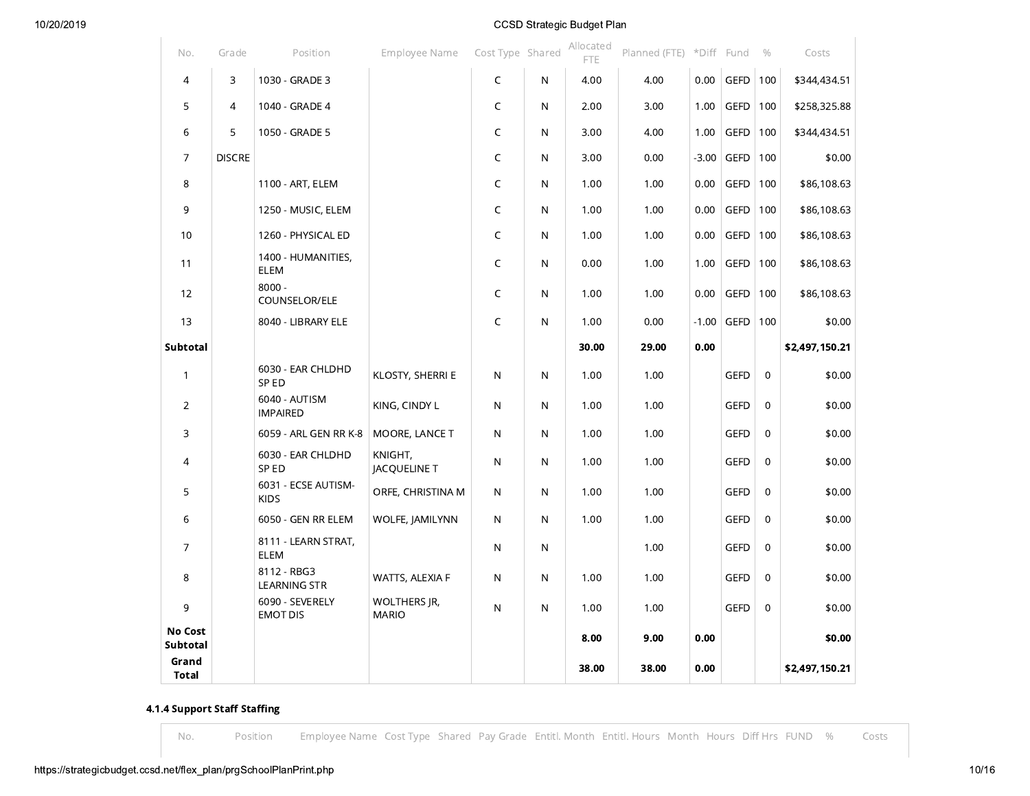| No. | Grade | Position | Employee Name | Cost Type | Shared | Allocated FTE | Planned (FTE) | *Diff | Fund | % | Costs |
|---|---|---|---|---|---|---|---|---|---|---|---|
| 4 | 3 | 1030 - GRADE 3 | | C | N | 4.00 | 4.00 | 0.00 | GEFD | 100 | $344,434.51 |
| 5 | 4 | 1040 - GRADE 4 | | C | N | 2.00 | 3.00 | 1.00 | GEFD | 100 | $258,325.88 |
| 6 | 5 | 1050 - GRADE 5 | | C | N | 3.00 | 4.00 | 1.00 | GEFD | 100 | $344,434.51 |
| 7 | DISCRE | | | C | N | 3.00 | 0.00 | -3.00 | GEFD | 100 | $0.00 |
| 8 | | 1100 - ART, ELEM | | C | N | 1.00 | 1.00 | 0.00 | GEFD | 100 | $86,108.63 |
| 9 | | 1250 - MUSIC, ELEM | | C | N | 1.00 | 1.00 | 0.00 | GEFD | 100 | $86,108.63 |
| 10 | | 1260 - PHYSICAL ED | | C | N | 1.00 | 1.00 | 0.00 | GEFD | 100 | $86,108.63 |
| 11 | | 1400 - HUMANITIES, ELEM | | C | N | 0.00 | 1.00 | 1.00 | GEFD | 100 | $86,108.63 |
| 12 | | 8000 - COUNSELOR/ELE | | C | N | 1.00 | 1.00 | 0.00 | GEFD | 100 | $86,108.63 |
| 13 | | 8040 - LIBRARY ELE | | C | N | 1.00 | 0.00 | -1.00 | GEFD | 100 | $0.00 |
| **Subtotal** | | | | | | **30.00** | **29.00** | **0.00** | | | **$2,497,150.21** |
| 1 | | 6030 - EAR CHLDHD SP ED | KLOSTY, SHERRI E | N | N | 1.00 | 1.00 | | GEFD | 0 | $0.00 |
| 2 | | 6040 - AUTISM IMPAIRED | KING, CINDY L | N | N | 1.00 | 1.00 | | GEFD | 0 | $0.00 |
| 3 | | 6059 - ARL GEN RR K-8 | MOORE, LANCE T | N | N | 1.00 | 1.00 | | GEFD | 0 | $0.00 |
| 4 | | 6030 - EAR CHLDHD SP ED | KNIGHT, JACQUELINE T | N | N | 1.00 | 1.00 | | GEFD | 0 | $0.00 |
| 5 | | 6031 - ECSE AUTISM-KIDS | ORFE, CHRISTINA M | N | N | 1.00 | 1.00 | | GEFD | 0 | $0.00 |
| 6 | | 6050 - GEN RR ELEM | WOLFE, JAMILYNN | N | N | 1.00 | 1.00 | | GEFD | 0 | $0.00 |
| 7 | | 8111 - LEARN STRAT, ELEM | | N | N | | 1.00 | | GEFD | 0 | $0.00 |
| 8 | | 8112 - RBG3 LEARNING STR | WATTS, ALEXIA F | N | N | 1.00 | 1.00 | | GEFD | 0 | $0.00 |
| 9 | | 6090 - SEVERELY EMOT DIS | WOLTHERS JR, MARIO | N | N | 1.00 | 1.00 | | GEFD | 0 | $0.00 |
| **No Cost Subtotal** | | | | | | **8.00** | **9.00** | **0.00** | | | **$0.00** |
| **Grand Total** | | | | | | **38.00** | **38.00** | **0.00** | | | **$2,497,150.21** |

#### 4.1.4 Support Staff Staffing

| No. | Position | Employee Name | Cost Type | Shared | Pay Grade | Entitl. Month | Entitl. Hours | Month | Hours | Diff Hrs | FUND | % | Costs |
|---|---|---|---|---|---|---|---|---|---|---|---|---|---|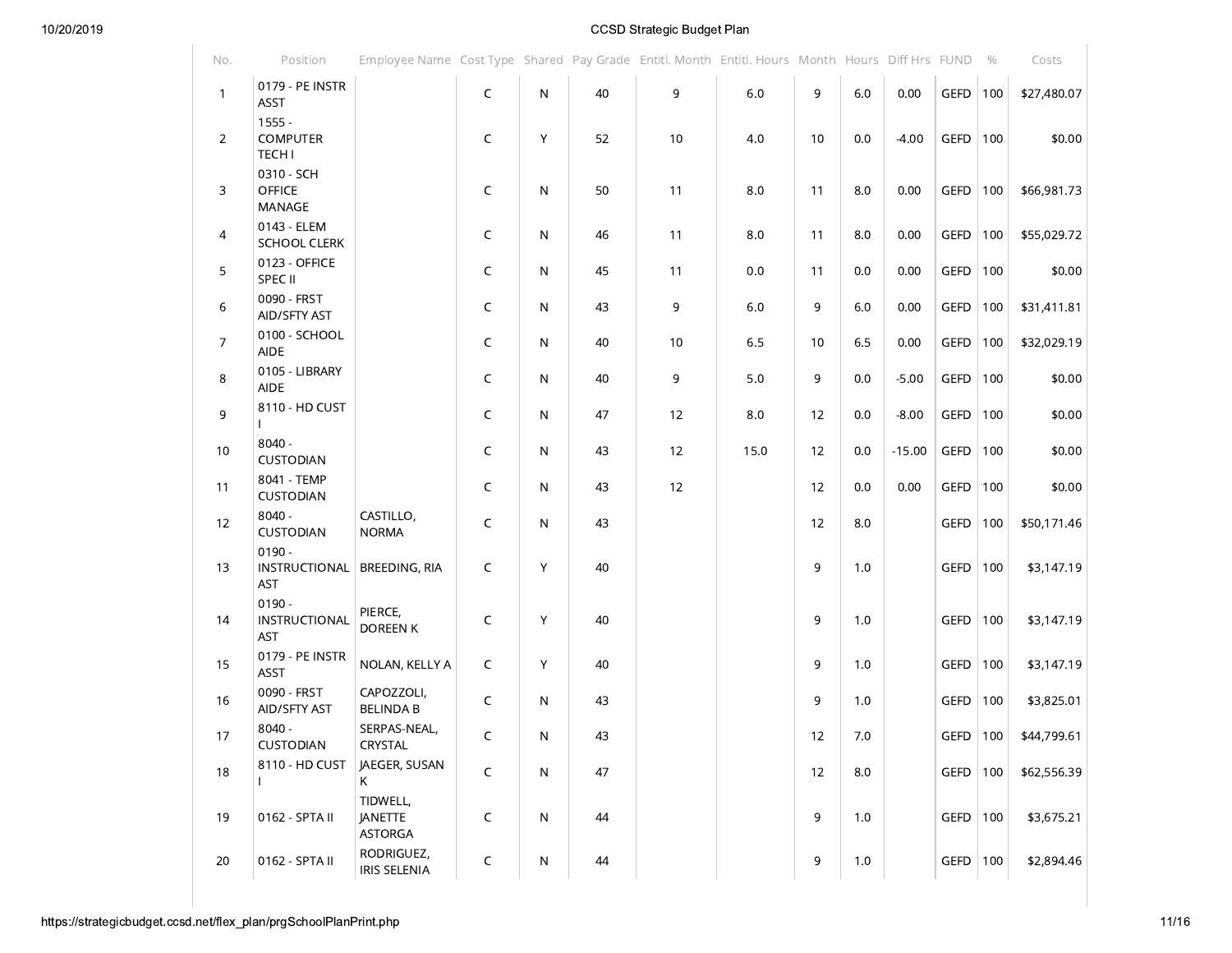| No. | Position | Employee Name | Cost Type | Shared | Pay Grade | Entitl. Month | Entitl. Hours | Month | Hours | Diff Hrs | FUND | % | Costs |
|---|---|---|---|---|---|---|---|---|---|---|---|---|---|
| 1 | 0179 - PE INSTR ASST | | C | N | 40 | 9 | 6.0 | 9 | 6.0 | 0.00 | GEFD | 100 | $27,480.07 |
| 2 | 1555 - COMPUTER TECH I | | C | Y | 52 | 10 | 4.0 | 10 | 0.0 | -4.00 | GEFD | 100 | $0.00 |
| 3 | 0310 - SCH OFFICE MANAGE | | C | N | 50 | 11 | 8.0 | 11 | 8.0 | 0.00 | GEFD | 100 | $66,981.73 |
| 4 | 0143 - ELEM SCHOOL CLERK | | C | N | 46 | 11 | 8.0 | 11 | 8.0 | 0.00 | GEFD | 100 | $55,029.72 |
| 5 | 0123 - OFFICE SPEC II | | C | N | 45 | 11 | 0.0 | 11 | 0.0 | 0.00 | GEFD | 100 | $0.00 |
| 6 | 0090 - FRST AID/SFTY AST | | C | N | 43 | 9 | 6.0 | 9 | 6.0 | 0.00 | GEFD | 100 | $31,411.81 |
| 7 | 0100 - SCHOOL AIDE | | C | N | 40 | 10 | 6.5 | 10 | 6.5 | 0.00 | GEFD | 100 | $32,029.19 |
| 8 | 0105 - LIBRARY AIDE | | C | N | 40 | 9 | 5.0 | 9 | 0.0 | -5.00 | GEFD | 100 | $0.00 |
| 9 | 8110 - HD CUST I | | C | N | 47 | 12 | 8.0 | 12 | 0.0 | -8.00 | GEFD | 100 | $0.00 |
| 10 | 8040 - CUSTODIAN | | C | N | 43 | 12 | 15.0 | 12 | 0.0 | -15.00 | GEFD | 100 | $0.00 |
| 11 | 8041 - TEMP CUSTODIAN | | C | N | 43 | 12 | | 12 | 0.0 | 0.00 | GEFD | 100 | $0.00 |
| 12 | 8040 - CUSTODIAN | CASTILLO, NORMA | C | N | 43 | | | 12 | 8.0 | | GEFD | 100 | $50,171.46 |
| 13 | 0190 - INSTRUCTIONAL AST | BREEDING, RIA | C | Y | 40 | | | 9 | 1.0 | | GEFD | 100 | $3,147.19 |
| 14 | 0190 - INSTRUCTIONAL AST | PIERCE, DOREEN K | C | Y | 40 | | | 9 | 1.0 | | GEFD | 100 | $3,147.19 |
| 15 | 0179 - PE INSTR ASST | NOLAN, KELLY A | C | Y | 40 | | | 9 | 1.0 | | GEFD | 100 | $3,147.19 |
| 16 | 0090 - FRST AID/SFTY AST | CAPOZZOLI, BELINDA B | C | N | 43 | | | 9 | 1.0 | | GEFD | 100 | $3,825.01 |
| 17 | 8040 - CUSTODIAN | SERPAS-NEAL, CRYSTAL | C | N | 43 | | | 12 | 7.0 | | GEFD | 100 | $44,799.61 |
| 18 | 8110 - HD CUST I | JAEGER, SUSAN K | C | N | 47 | | | 12 | 8.0 | | GEFD | 100 | $62,556.39 |
| 19 | 0162 - SPTA II | TIDWELL, JANETTE ASTORGA | C | N | 44 | | | 9 | 1.0 | | GEFD | 100 | $3,675.21 |
| 20 | 0162 - SPTA II | RODRIGUEZ, IRIS SELENIA | C | N | 44 | | | 9 | 1.0 | | GEFD | 100 | $2,894.46 |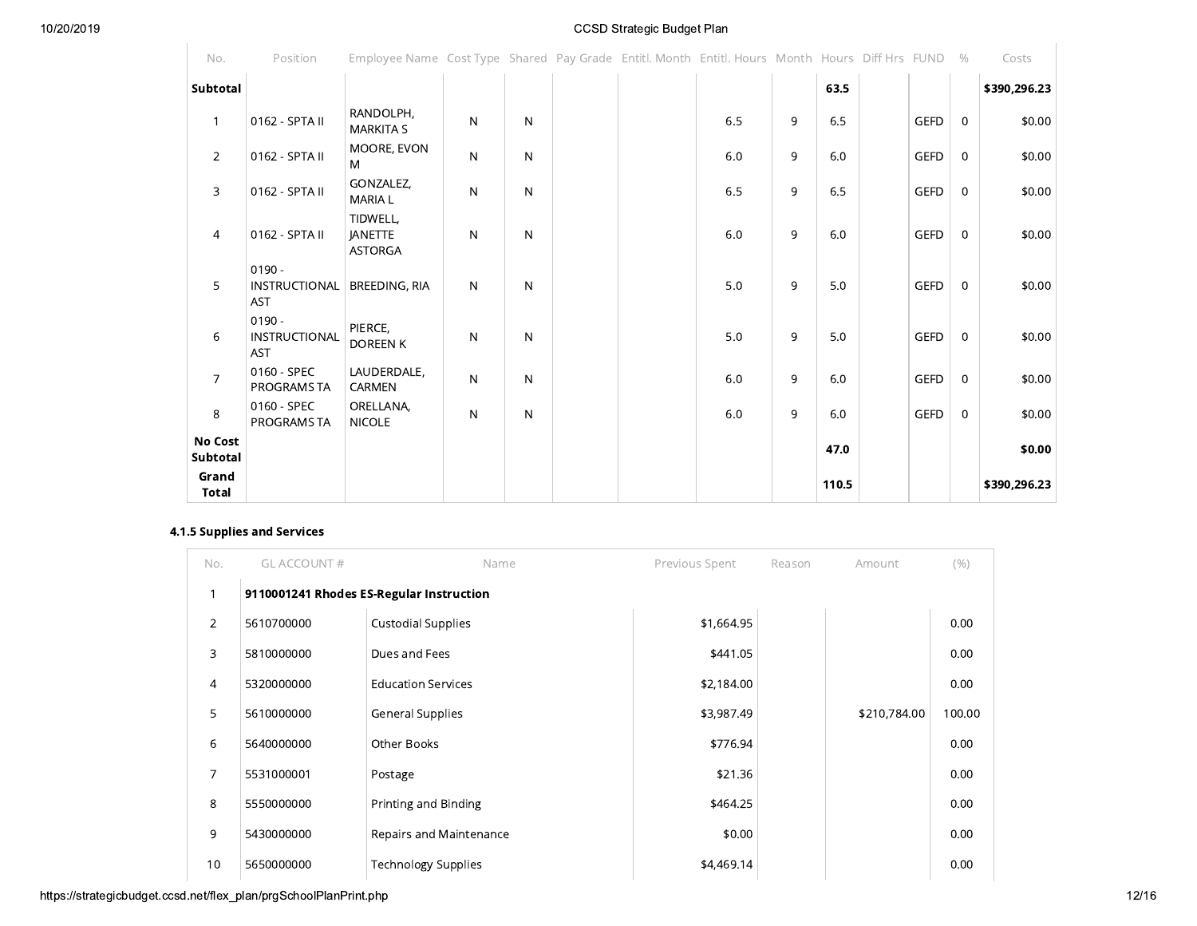| No. | Position | Employee Name | Cost Type | Shared | Pay Grade | Entitl. Month | Entitl. Hours | Month | Hours | Diff Hrs | FUND | % | Costs |
|---|---|---|---|---|---|---|---|---|---|---|---|---|---|
| **Subtotal** | | | | | | | | | **63.5** | | | | **$390,296.23** |
| 1 | 0162 - SPTA II | RANDOLPH, MARKITA S | N | N | | | 6.5 | 9 | 6.5 | | GEFD | 0 | $0.00 |
| 2 | 0162 - SPTA II | MOORE, EVON M | N | N | | | 6.0 | 9 | 6.0 | | GEFD | 0 | $0.00 |
| 3 | 0162 - SPTA II | GONZALEZ, MARIA L | N | N | | | 6.5 | 9 | 6.5 | | GEFD | 0 | $0.00 |
| 4 | 0162 - SPTA II | TIDWELL, JANETTE ASTORGA | N | N | | | 6.0 | 9 | 6.0 | | GEFD | 0 | $0.00 |
| 5 | 0190 - INSTRUCTIONAL AST | BREEDING, RIA | N | N | | | 5.0 | 9 | 5.0 | | GEFD | 0 | $0.00 |
| 6 | 0190 - INSTRUCTIONAL AST | PIERCE, DOREEN K | N | N | | | 5.0 | 9 | 5.0 | | GEFD | 0 | $0.00 |
| 7 | 0160 - SPEC PROGRAMS TA | LAUDERDALE, CARMEN | N | N | | | 6.0 | 9 | 6.0 | | GEFD | 0 | $0.00 |
| 8 | 0160 - SPEC PROGRAMS TA | ORELLANA, NICOLE | N | N | | | 6.0 | 9 | 6.0 | | GEFD | 0 | $0.00 |
| **No Cost Subtotal** | | | | | | | | | **47.0** | | | | **$0.00** |
| **Grand Total** | | | | | | | | | **110.5** | | | | **$390,296.23** |

#### 4.1.5 Supplies and Services

| No. | GL ACCOUNT # | Name | Previous Spent | Reason | Amount | (%) |
|---|---|---|---|---|---|---|
| 1 | **9110001241 Rhodes ES-Regular Instruction** | | | | | |
| 2 | 5610700000 | Custodial Supplies | $1,664.95 | | | 0.00 |
| 3 | 5810000000 | Dues and Fees | $441.05 | | | 0.00 |
| 4 | 5320000000 | Education Services | $2,184.00 | | | 0.00 |
| 5 | 5610000000 | General Supplies | $3,987.49 | | $210,784.00 | 100.00 |
| 6 | 5640000000 | Other Books | $776.94 | | | 0.00 |
| 7 | 5531000001 | Postage | $21.36 | | | 0.00 |
| 8 | 5550000000 | Printing and Binding | $464.25 | | | 0.00 |
| 9 | 5430000000 | Repairs and Maintenance | $0.00 | | | 0.00 |
| 10 | 5650000000 | Technology Supplies | $4,469.14 | | | 0.00 |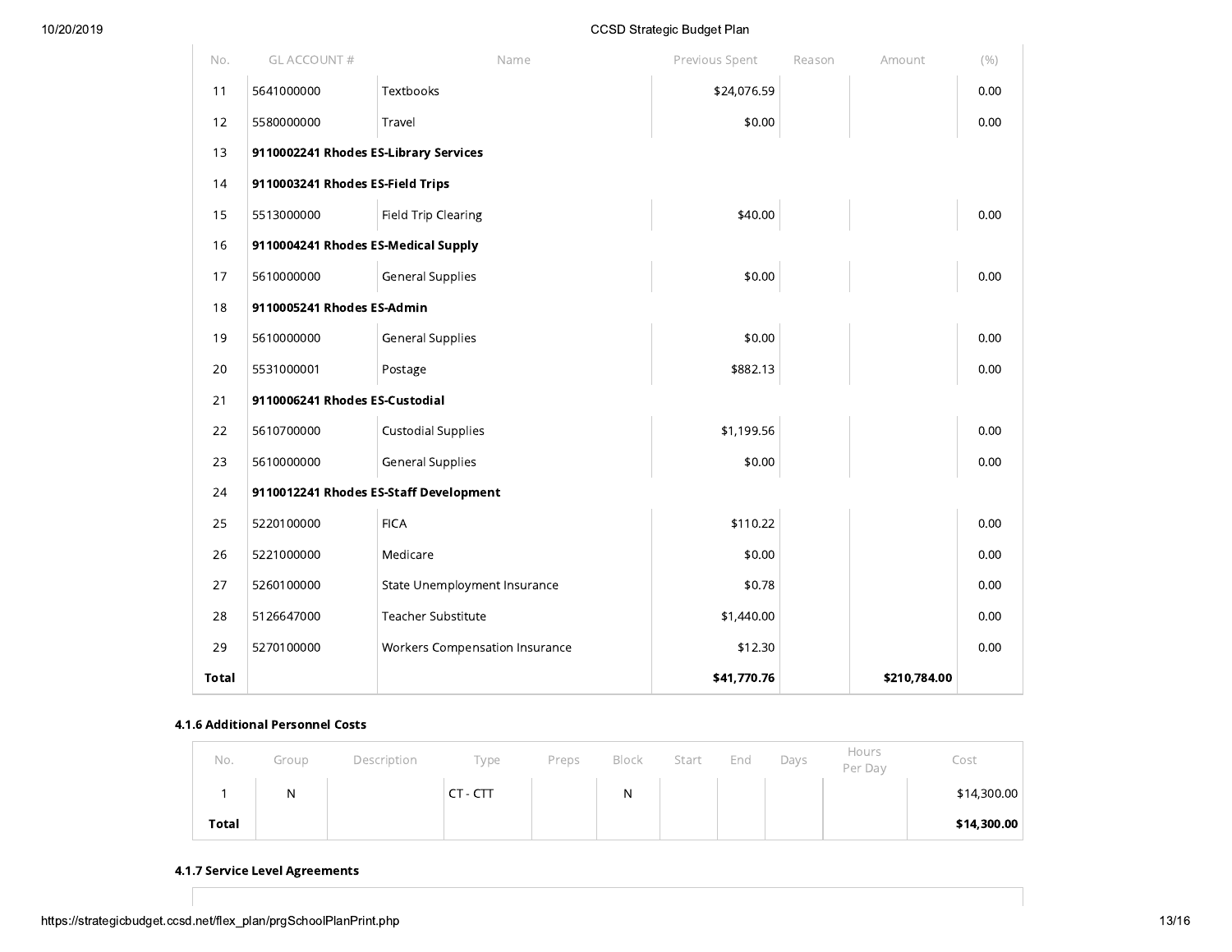| No. | GL ACCOUNT # | Name | Previous Spent | Reason | Amount | (%) |
|---|---|---|---|---|---|---|
| 11 | 5641000000 | Textbooks | $24,076.59 | | | 0.00 |
| 12 | 5580000000 | Travel | $0.00 | | | 0.00 |
| 13 | **9110002241 Rhodes ES-Library Services** | | | | | |
| 14 | **9110003241 Rhodes ES-Field Trips** | | | | | |
| 15 | 5513000000 | Field Trip Clearing | $40.00 | | | 0.00 |
| 16 | **9110004241 Rhodes ES-Medical Supply** | | | | | |
| 17 | 5610000000 | General Supplies | $0.00 | | | 0.00 |
| 18 | **9110005241 Rhodes ES-Admin** | | | | | |
| 19 | 5610000000 | General Supplies | $0.00 | | | 0.00 |
| 20 | 5531000001 | Postage | $882.13 | | | 0.00 |
| 21 | **9110006241 Rhodes ES-Custodial** | | | | | |
| 22 | 5610700000 | Custodial Supplies | $1,199.56 | | | 0.00 |
| 23 | 5610000000 | General Supplies | $0.00 | | | 0.00 |
| 24 | **9110012241 Rhodes ES-Staff Development** | | | | | |
| 25 | 5220100000 | FICA | $110.22 | | | 0.00 |
| 26 | 5221000000 | Medicare | $0.00 | | | 0.00 |
| 27 | 5260100000 | State Unemployment Insurance | $0.78 | | | 0.00 |
| 28 | 5126647000 | Teacher Substitute | $1,440.00 | | | 0.00 |
| 29 | 5270100000 | Workers Compensation Insurance | $12.30 | | | 0.00 |
| **Total** | | | **$41,770.76** | | **$210,784.00** | |

#### 4.1.6 Additional Personnel Costs

| No. | Group | Description | Type | Preps | Block | Start | End | Days | Hours Per Day | Cost |
|---|---|---|---|---|---|---|---|---|---|---|
| 1 | N | | CT - CTT | | N | | | | | $14,300.00 |
| **Total** | | | | | | | | | | **$14,300.00** |

#### 4.1.7 Service Level Agreements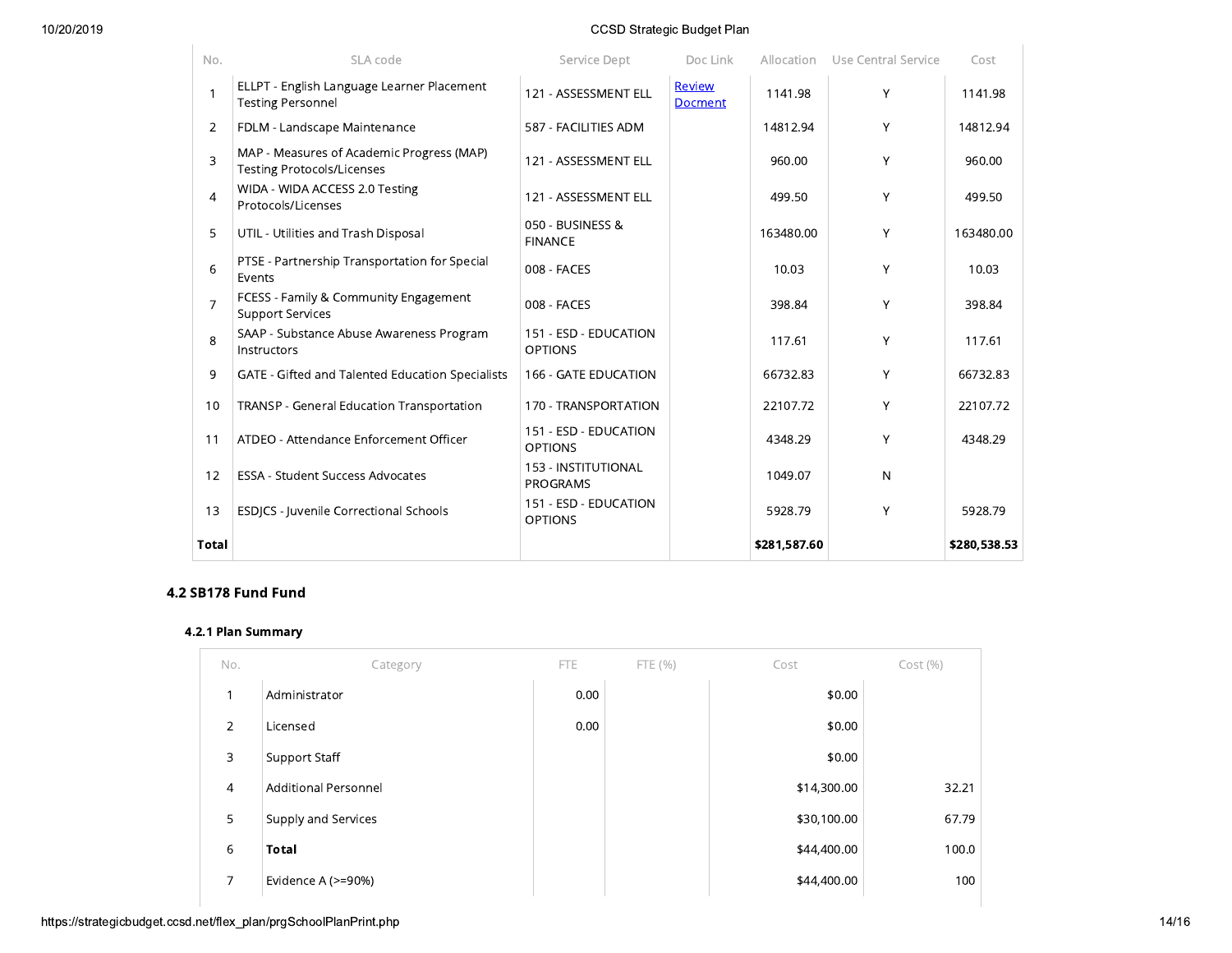| No. | SLA code | Service Dept | Doc Link | Allocation | Use Central Service | Cost |
|---|---|---|---|---|---|---|
| 1 | ELLPT - English Language Learner Placement Testing Personnel | 121 - ASSESSMENT ELL | Review Docment | 1141.98 | Y | 1141.98 |
| 2 | FDLM - Landscape Maintenance | 587 - FACILITIES ADM | | 14812.94 | Y | 14812.94 |
| 3 | MAP - Measures of Academic Progress (MAP) Testing Protocols/Licenses | 121 - ASSESSMENT ELL | | 960.00 | Y | 960.00 |
| 4 | WIDA - WIDA ACCESS 2.0 Testing Protocols/Licenses | 121 - ASSESSMENT ELL | | 499.50 | Y | 499.50 |
| 5 | UTIL - Utilities and Trash Disposal | 050 - BUSINESS & FINANCE | | 163480.00 | Y | 163480.00 |
| 6 | PTSE - Partnership Transportation for Special Events | 008 - FACES | | 10.03 | Y | 10.03 |
| 7 | FCESS - Family & Community Engagement Support Services | 008 - FACES | | 398.84 | Y | 398.84 |
| 8 | SAAP - Substance Abuse Awareness Program Instructors | 151 - ESD - EDUCATION OPTIONS | | 117.61 | Y | 117.61 |
| 9 | GATE - Gifted and Talented Education Specialists | 166 - GATE EDUCATION | | 66732.83 | Y | 66732.83 |
| 10 | TRANSP - General Education Transportation | 170 - TRANSPORTATION | | 22107.72 | Y | 22107.72 |
| 11 | ATDEO - Attendance Enforcement Officer | 151 - ESD - EDUCATION OPTIONS | | 4348.29 | Y | 4348.29 |
| 12 | ESSA - Student Success Advocates | 153 - INSTITUTIONAL PROGRAMS | | 1049.07 | N | |
| 13 | ESDJCS - Juvenile Correctional Schools | 151 - ESD - EDUCATION OPTIONS | | 5928.79 | Y | 5928.79 |
| **Total** | | | | **$281,587.60** | | **$280,538.53** |

### 4.2 SB178 Fund Fund

#### 4.2.1 Plan Summary

| No. | Category | FTE | FTE (%) | Cost | Cost (%) |
|---|---|---|---|---|---|
| 1 | Administrator | 0.00 | | $0.00 | |
| 2 | Licensed | 0.00 | | $0.00 | |
| 3 | Support Staff | | | $0.00 | |
| 4 | Additional Personnel | | | $14,300.00 | 32.21 |
| 5 | Supply and Services | | | $30,100.00 | 67.79 |
| 6 | **Total** | | | $44,400.00 | 100.0 |
| 7 | Evidence A (>=90%) | | | $44,400.00 | 100 |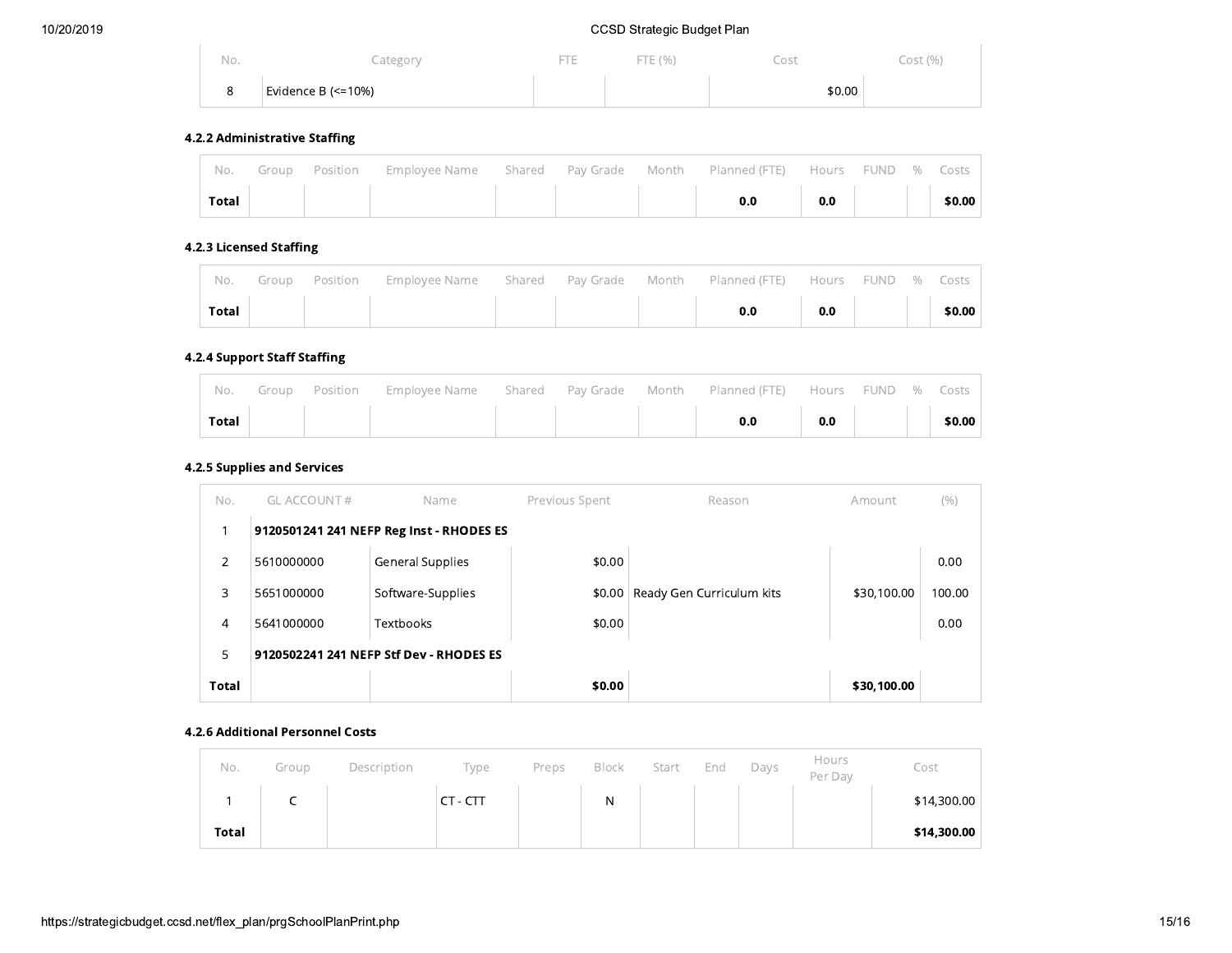| No. | Category | FTE | FTE (%) | Cost | Cost (%) |
|---|---|---|---|---|---|
| 8 | Evidence B (<=10%) | | | $0.00 | |

#### 4.2.2 Administrative Staffing

| No. | Group | Position | Employee Name | Shared | Pay Grade | Month | Planned (FTE) | Hours | FUND | % | Costs |
|---|---|---|---|---|---|---|---|---|---|---|---|
| **Total** | | | | | | | **0.0** | **0.0** | | | **$0.00** |

#### 4.2.3 Licensed Staffing

| No. | Group | Position | Employee Name | Shared | Pay Grade | Month | Planned (FTE) | Hours | FUND | % | Costs |
|---|---|---|---|---|---|---|---|---|---|---|---|
| **Total** | | | | | | | **0.0** | **0.0** | | | **$0.00** |

#### 4.2.4 Support Staff Staffing

| No. | Group | Position | Employee Name | Shared | Pay Grade | Month | Planned (FTE) | Hours | FUND | % | Costs |
|---|---|---|---|---|---|---|---|---|---|---|---|
| **Total** | | | | | | | **0.0** | **0.0** | | | **$0.00** |

#### 4.2.5 Supplies and Services

| No. | GL ACCOUNT # | Name | Previous Spent | Reason | Amount | (%) |
|---|---|---|---|---|---|---|
| 1 | **9120501241 241 NEFP Reg Inst - RHODES ES** | | | | | |
| 2 | 5610000000 | General Supplies | $0.00 | | | 0.00 |
| 3 | 5651000000 | Software-Supplies | $0.00 | Ready Gen Curriculum kits | $30,100.00 | 100.00 |
| 4 | 5641000000 | Textbooks | $0.00 | | | 0.00 |
| 5 | **9120502241 241 NEFP Stf Dev - RHODES ES** | | | | | |
| **Total** | | | **$0.00** | | **$30,100.00** | |

#### 4.2.6 Additional Personnel Costs

| No. | Group | Description | Type | Preps | Block | Start | End | Days | Hours Per Day | Cost |
|---|---|---|---|---|---|---|---|---|---|---|
| 1 | C | | CT - CTT | | N | | | | | $14,300.00 |
| **Total** | | | | | | | | | | **$14,300.00** |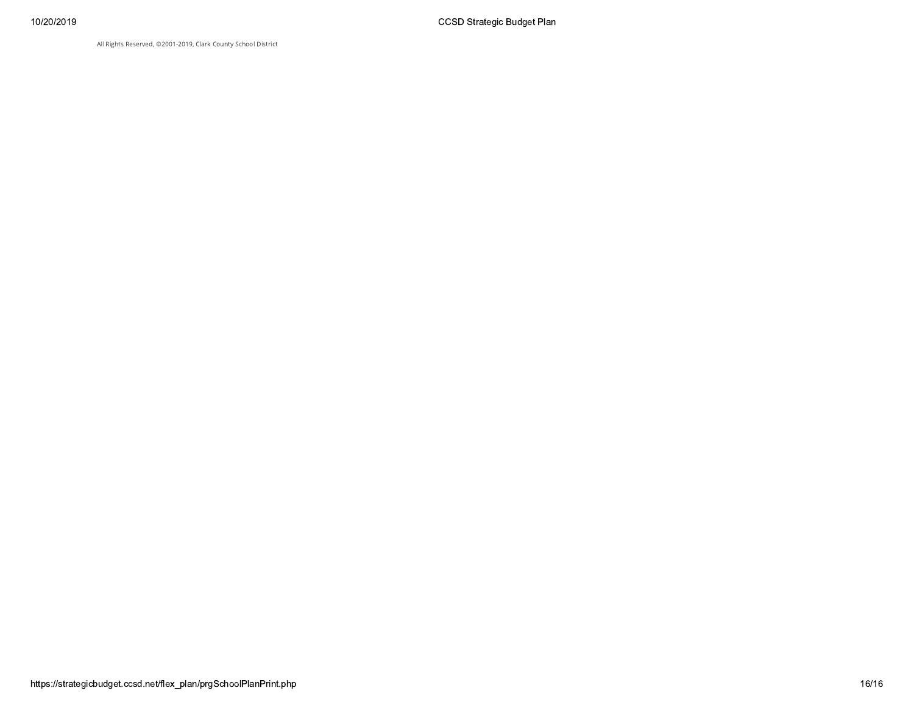All Rights Reserved, ©2001-2019, Clark County School District